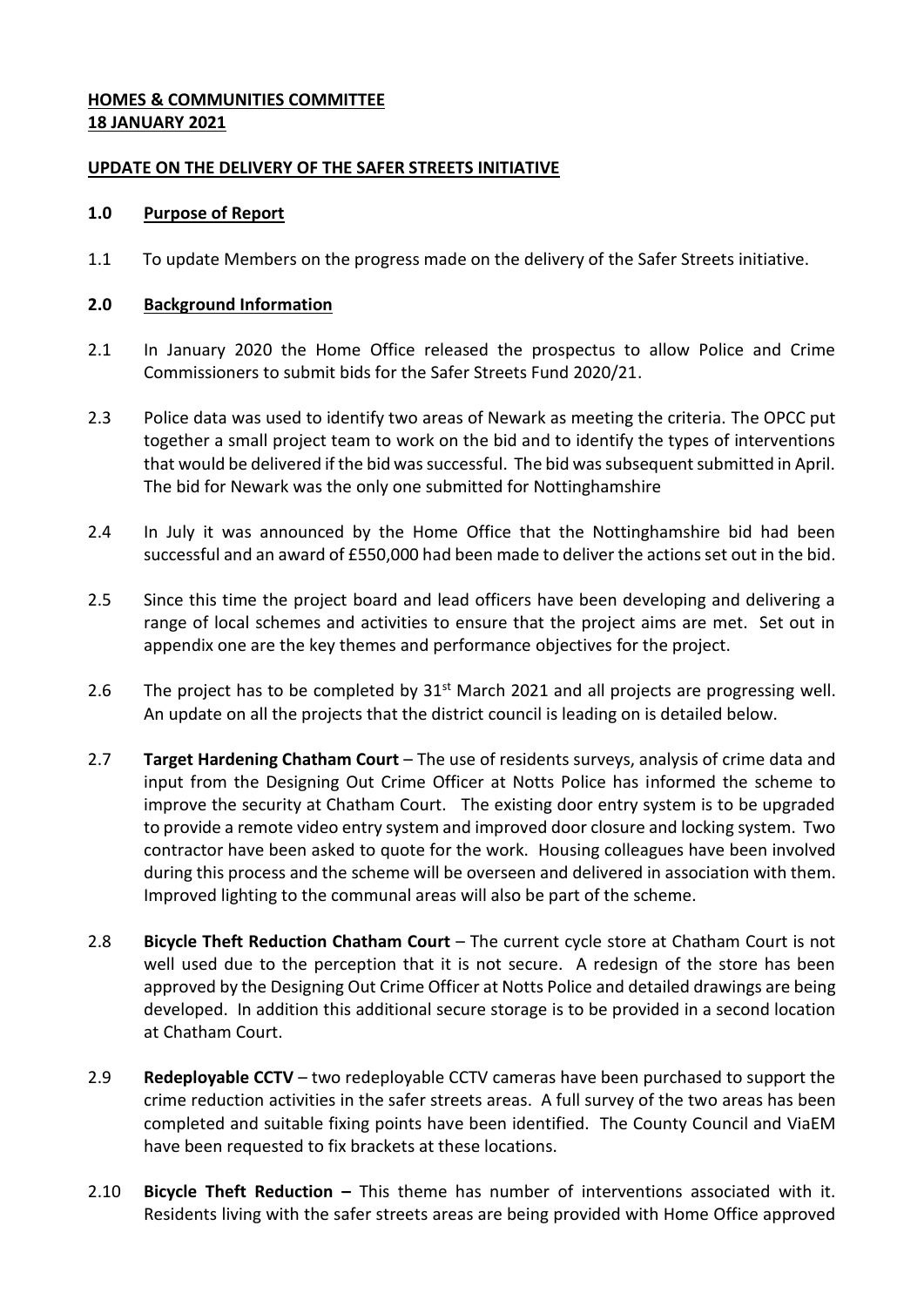**HOMES & COMMUNITIES COMMITTEE**
**18 JANUARY 2021**

**UPDATE ON THE DELIVERY OF THE SAFER STREETS INITIATIVE**

**1.0 Purpose of Report**

1.1 To update Members on the progress made on the delivery of the Safer Streets initiative.

**2.0 Background Information**

2.1 In January 2020 the Home Office released the prospectus to allow Police and Crime Commissioners to submit bids for the Safer Streets Fund 2020/21.

2.3 Police data was used to identify two areas of Newark as meeting the criteria. The OPCC put together a small project team to work on the bid and to identify the types of interventions that would be delivered if the bid was successful. The bid was subsequent submitted in April. The bid for Newark was the only one submitted for Nottinghamshire

2.4 In July it was announced by the Home Office that the Nottinghamshire bid had been successful and an award of £550,000 had been made to deliver the actions set out in the bid.

2.5 Since this time the project board and lead officers have been developing and delivering a range of local schemes and activities to ensure that the project aims are met. Set out in appendix one are the key themes and performance objectives for the project.

2.6 The project has to be completed by 31st March 2021 and all projects are progressing well. An update on all the projects that the district council is leading on is detailed below.

2.7 **Target Hardening Chatham Court** – The use of residents surveys, analysis of crime data and input from the Designing Out Crime Officer at Notts Police has informed the scheme to improve the security at Chatham Court. The existing door entry system is to be upgraded to provide a remote video entry system and improved door closure and locking system. Two contractor have been asked to quote for the work. Housing colleagues have been involved during this process and the scheme will be overseen and delivered in association with them. Improved lighting to the communal areas will also be part of the scheme.

2.8 **Bicycle Theft Reduction Chatham Court** – The current cycle store at Chatham Court is not well used due to the perception that it is not secure. A redesign of the store has been approved by the Designing Out Crime Officer at Notts Police and detailed drawings are being developed. In addition this additional secure storage is to be provided in a second location at Chatham Court.

2.9 **Redeployable CCTV** – two redeployable CCTV cameras have been purchased to support the crime reduction activities in the safer streets areas. A full survey of the two areas has been completed and suitable fixing points have been identified. The County Council and ViaEM have been requested to fix brackets at these locations.

2.10 **Bicycle Theft Reduction –** This theme has number of interventions associated with it. Residents living with the safer streets areas are being provided with Home Office approved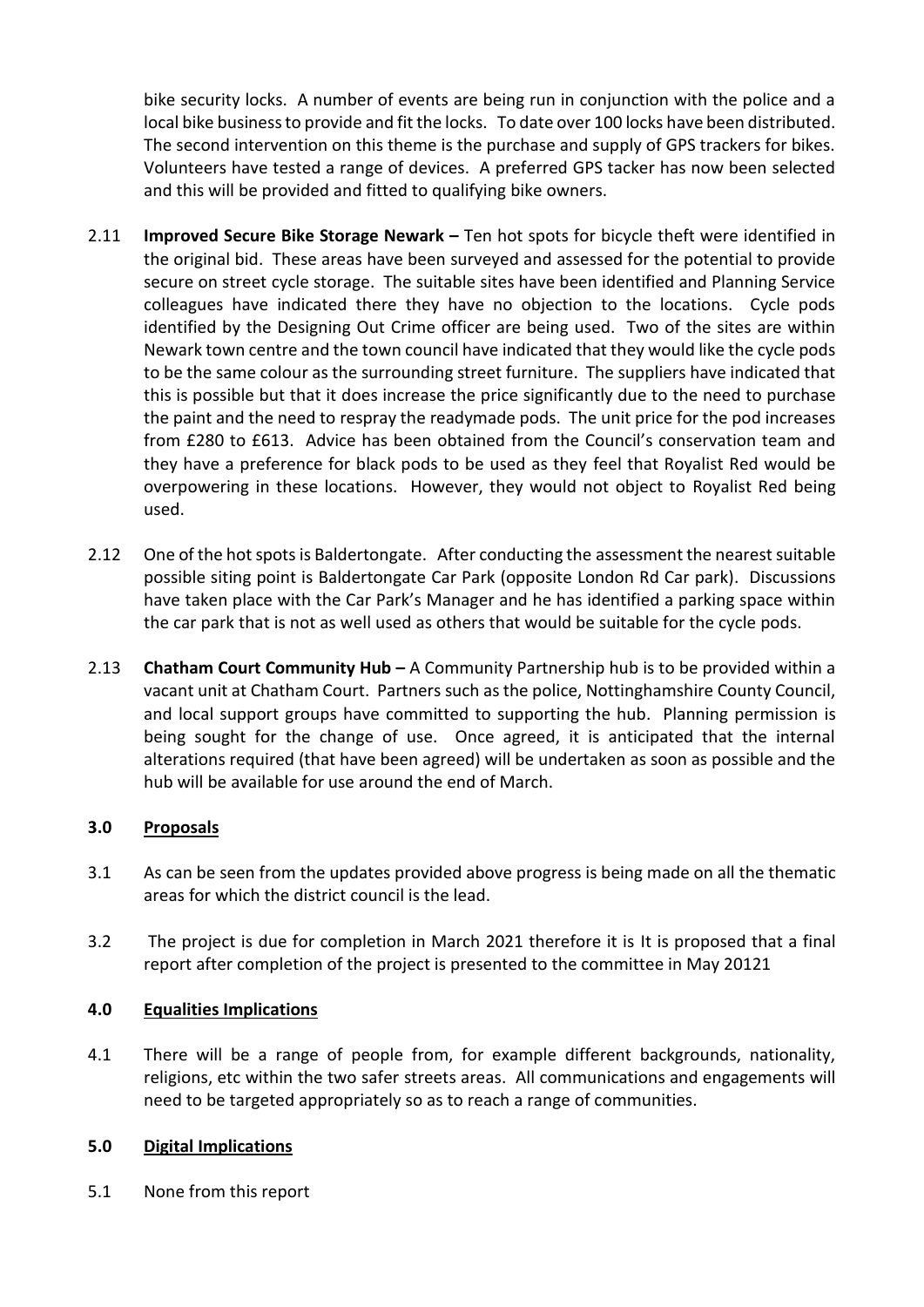bike security locks. A number of events are being run in conjunction with the police and a local bike business to provide and fit the locks. To date over 100 locks have been distributed. The second intervention on this theme is the purchase and supply of GPS trackers for bikes. Volunteers have tested a range of devices. A preferred GPS tacker has now been selected and this will be provided and fitted to qualifying bike owners.

2.11 **Improved Secure Bike Storage Newark –** Ten hot spots for bicycle theft were identified in the original bid. These areas have been surveyed and assessed for the potential to provide secure on street cycle storage. The suitable sites have been identified and Planning Service colleagues have indicated there they have no objection to the locations. Cycle pods identified by the Designing Out Crime officer are being used. Two of the sites are within Newark town centre and the town council have indicated that they would like the cycle pods to be the same colour as the surrounding street furniture. The suppliers have indicated that this is possible but that it does increase the price significantly due to the need to purchase the paint and the need to respray the readymade pods. The unit price for the pod increases from £280 to £613. Advice has been obtained from the Council's conservation team and they have a preference for black pods to be used as they feel that Royalist Red would be overpowering in these locations. However, they would not object to Royalist Red being used.

2.12 One of the hot spots is Baldertongate. After conducting the assessment the nearest suitable possible siting point is Baldertongate Car Park (opposite London Rd Car park). Discussions have taken place with the Car Park's Manager and he has identified a parking space within the car park that is not as well used as others that would be suitable for the cycle pods.

2.13 **Chatham Court Community Hub –** A Community Partnership hub is to be provided within a vacant unit at Chatham Court. Partners such as the police, Nottinghamshire County Council, and local support groups have committed to supporting the hub. Planning permission is being sought for the change of use. Once agreed, it is anticipated that the internal alterations required (that have been agreed) will be undertaken as soon as possible and the hub will be available for use around the end of March.

## 3.0 Proposals

3.1 As can be seen from the updates provided above progress is being made on all the thematic areas for which the district council is the lead.

3.2 The project is due for completion in March 2021 therefore it is It is proposed that a final report after completion of the project is presented to the committee in May 20121

## 4.0 Equalities Implications

4.1 There will be a range of people from, for example different backgrounds, nationality, religions, etc within the two safer streets areas. All communications and engagements will need to be targeted appropriately so as to reach a range of communities.

## 5.0 Digital Implications

5.1 None from this report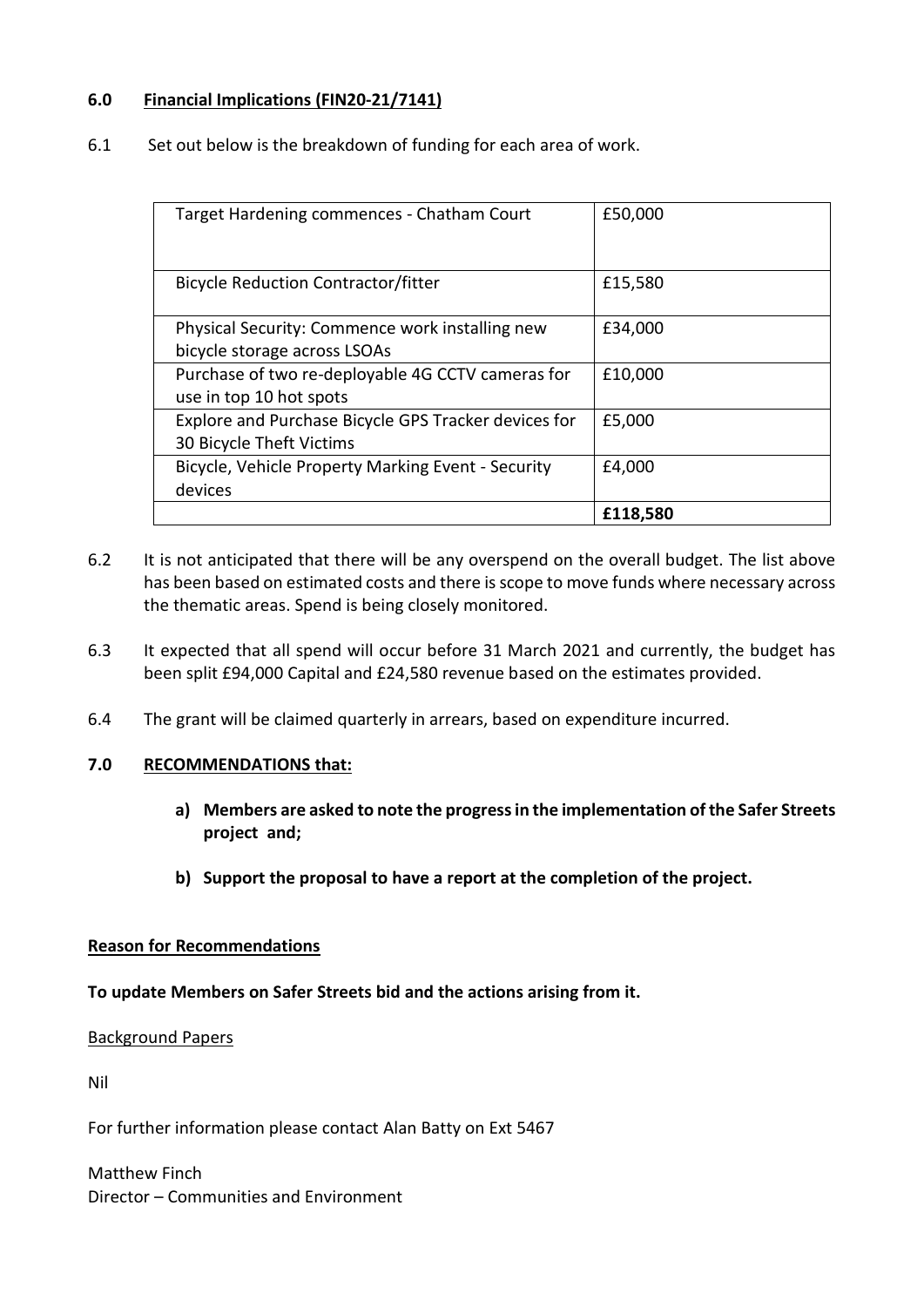## 6.0 <u>Financial Implications (FIN20-21/7141)</u>

6.1 Set out below is the breakdown of funding for each area of work.

| | |
|---|---|
| Target Hardening commences - Chatham Court | £50,000 |
| Bicycle Reduction Contractor/fitter | £15,580 |
| Physical Security: Commence work installing new bicycle storage across LSOAs | £34,000 |
| Purchase of two re-deployable 4G CCTV cameras for use in top 10 hot spots | £10,000 |
| Explore and Purchase Bicycle GPS Tracker devices for 30 Bicycle Theft Victims | £5,000 |
| Bicycle, Vehicle Property Marking Event - Security devices | £4,000 |
| | **£118,580** |

6.2 It is not anticipated that there will be any overspend on the overall budget. The list above has been based on estimated costs and there is scope to move funds where necessary across the thematic areas. Spend is being closely monitored.

6.3 It expected that all spend will occur before 31 March 2021 and currently, the budget has been split £94,000 Capital and £24,580 revenue based on the estimates provided.

6.4 The grant will be claimed quarterly in arrears, based on expenditure incurred.

## 7.0 <u>RECOMMENDATIONS that:</u>

**a) Members are asked to note the progress in the implementation of the Safer Streets project and;**

**b) Support the proposal to have a report at the completion of the project.**

**<u>Reason for Recommendations</u>**

**To update Members on Safer Streets bid and the actions arising from it.**

<u>Background Papers</u>

Nil

For further information please contact Alan Batty on Ext 5467

Matthew Finch
Director – Communities and Environment